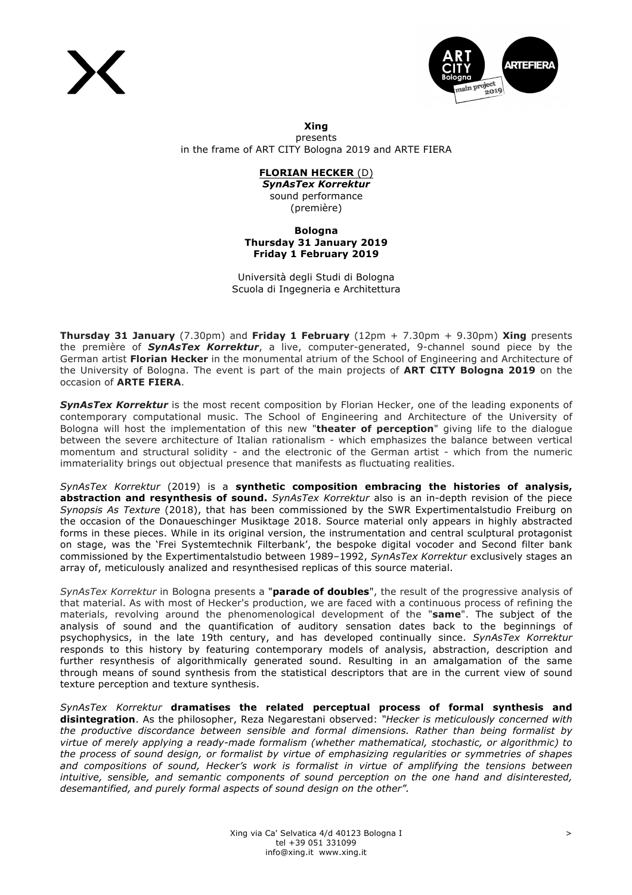**Xing**
presents
in the frame of ART CITY Bologna 2019 and ARTE FIERA

**FLORIAN HECKER** (D)
***SynAsTex Korrektur***
sound performance
(première)

**Bologna**
**Thursday 31 January 2019**
**Friday 1 February 2019**

Università degli Studi di Bologna
Scuola di Ingegneria e Architettura

**Thursday 31 January** (7.30pm) and **Friday 1 February** (12pm + 7.30pm + 9.30pm) **Xing** presents the première of ***SynAsTex Korrektur***, a live, computer-generated, 9-channel sound piece by the German artist **Florian Hecker** in the monumental atrium of the School of Engineering and Architecture of the University of Bologna. The event is part of the main projects of **ART CITY Bologna 2019** on the occasion of **ARTE FIERA**.

***SynAsTex Korrektur*** is the most recent composition by Florian Hecker, one of the leading exponents of contemporary computational music. The School of Engineering and Architecture of the University of Bologna will host the implementation of this new "**theater of perception**" giving life to the dialogue between the severe architecture of Italian rationalism - which emphasizes the balance between vertical momentum and structural solidity - and the electronic of the German artist - which from the numeric immateriality brings out objectual presence that manifests as fluctuating realities.

*SynAsTex Korrektur* (2019) is a **synthetic composition embracing the histories of analysis, abstraction and resynthesis of sound.** *SynAsTex Korrektur* also is an in-depth revision of the piece *Synopsis As Texture* (2018), that has been commissioned by the SWR Expertimentalstudio Freiburg on the occasion of the Donaueschinger Musiktage 2018. Source material only appears in highly abstracted forms in these pieces. While in its original version, the instrumentation and central sculptural protagonist on stage, was the 'Frei Systemtechnik Filterbank', the bespoke digital vocoder and Second filter bank commissioned by the Expertimentalstudio between 1989–1992, *SynAsTex Korrektur* exclusively stages an array of, meticulously analized and resynthesised replicas of this source material.

*SynAsTex Korrektur* in Bologna presents a "**parade of doubles**", the result of the progressive analysis of that material. As with most of Hecker's production, we are faced with a continuous process of refining the materials, revolving around the phenomenological development of the "**same**". The subject of the analysis of sound and the quantification of auditory sensation dates back to the beginnings of psychophysics, in the late 19th century, and has developed continually since. *SynAsTex Korrektur* responds to this history by featuring contemporary models of analysis, abstraction, description and further resynthesis of algorithmically generated sound. Resulting in an amalgamation of the same through means of sound synthesis from the statistical descriptors that are in the current view of sound texture perception and texture synthesis.

*SynAsTex Korrektur* **dramatises the related perceptual process of formal synthesis and disintegration**. As the philosopher, Reza Negarestani observed: *"Hecker is meticulously concerned with the productive discordance between sensible and formal dimensions. Rather than being formalist by virtue of merely applying a ready-made formalism (whether mathematical, stochastic, or algorithmic) to the process of sound design, or formalist by virtue of emphasizing regularities or symmetries of shapes and compositions of sound, Hecker's work is formalist in virtue of amplifying the tensions between intuitive, sensible, and semantic components of sound perception on the one hand and disinterested, desemantified, and purely formal aspects of sound design on the other".*

Xing via Ca' Selvatica 4/d 40123 Bologna I
tel +39 051 331099
info@xing.it www.xing.it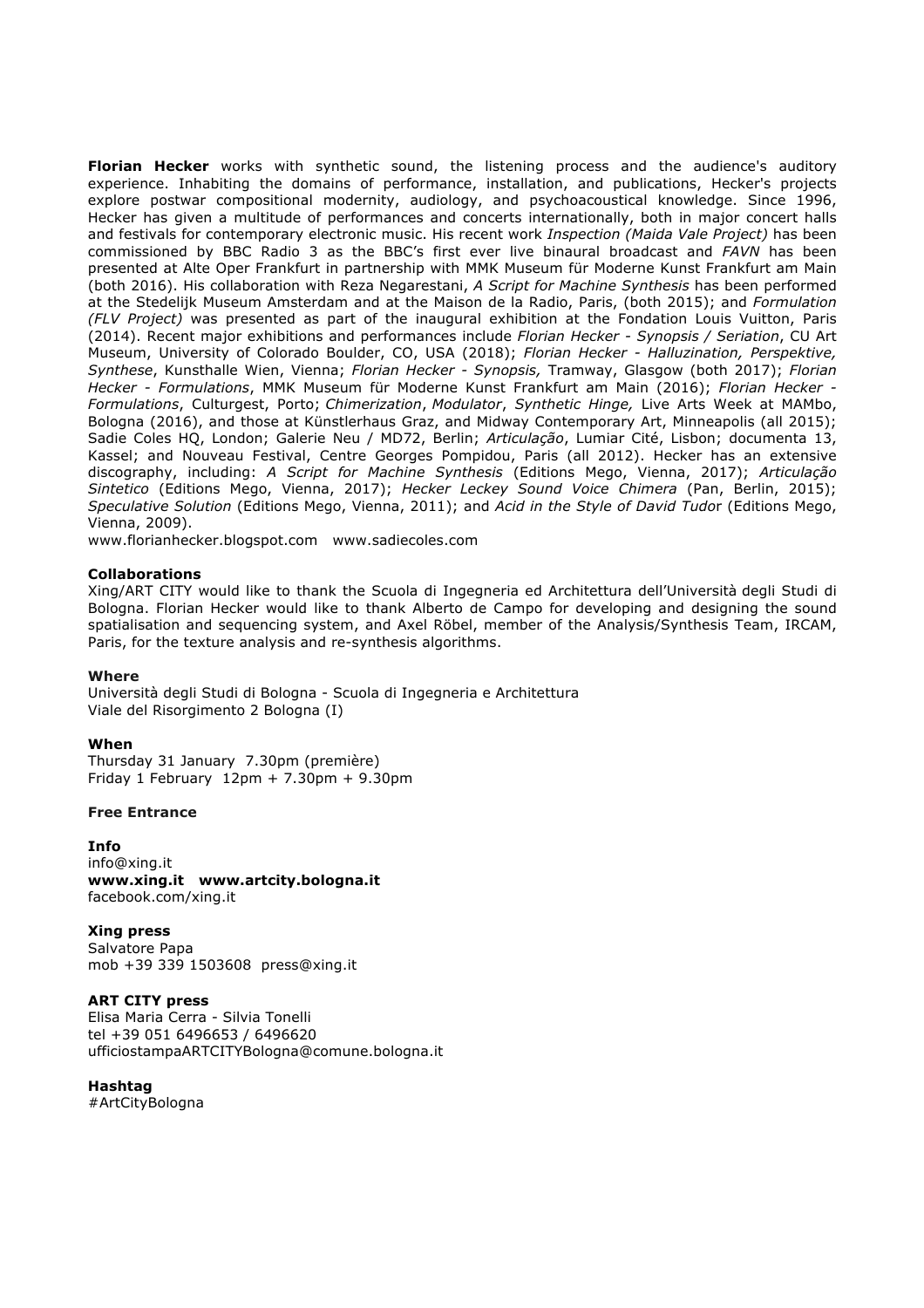**Florian Hecker** works with synthetic sound, the listening process and the audience's auditory experience. Inhabiting the domains of performance, installation, and publications, Hecker's projects explore postwar compositional modernity, audiology, and psychoacoustical knowledge. Since 1996, Hecker has given a multitude of performances and concerts internationally, both in major concert halls and festivals for contemporary electronic music. His recent work *Inspection (Maida Vale Project)* has been commissioned by BBC Radio 3 as the BBC's first ever live binaural broadcast and *FAVN* has been presented at Alte Oper Frankfurt in partnership with MMK Museum für Moderne Kunst Frankfurt am Main (both 2016). His collaboration with Reza Negarestani, *A Script for Machine Synthesis* has been performed at the Stedelijk Museum Amsterdam and at the Maison de la Radio, Paris, (both 2015); and *Formulation (FLV Project)* was presented as part of the inaugural exhibition at the Fondation Louis Vuitton, Paris (2014). Recent major exhibitions and performances include *Florian Hecker - Synopsis / Seriation*, CU Art Museum, University of Colorado Boulder, CO, USA (2018); *Florian Hecker - Halluzination, Perspektive, Synthese*, Kunsthalle Wien, Vienna; *Florian Hecker - Synopsis,* Tramway, Glasgow (both 2017); *Florian Hecker - Formulations*, MMK Museum für Moderne Kunst Frankfurt am Main (2016); *Florian Hecker - Formulations*, Culturgest, Porto; *Chimerization*, *Modulator*, *Synthetic Hinge,* Live Arts Week at MAMbo, Bologna (2016), and those at Künstlerhaus Graz, and Midway Contemporary Art, Minneapolis (all 2015); Sadie Coles HQ, London; Galerie Neu / MD72, Berlin; *Articulação*, Lumiar Cité, Lisbon; documenta 13, Kassel; and Nouveau Festival, Centre Georges Pompidou, Paris (all 2012). Hecker has an extensive discography, including: *A Script for Machine Synthesis* (Editions Mego, Vienna, 2017); *Articulação Sintetico* (Editions Mego, Vienna, 2017); *Hecker Leckey Sound Voice Chimera* (Pan, Berlin, 2015); *Speculative Solution* (Editions Mego, Vienna, 2011); and *Acid in the Style of David Tudor* (Editions Mego, Vienna, 2009).
www.florianhecker.blogspot.com   www.sadiecoles.com

**Collaborations**
Xing/ART CITY would like to thank the Scuola di Ingegneria ed Architettura dell'Università degli Studi di Bologna. Florian Hecker would like to thank Alberto de Campo for developing and designing the sound spatialisation and sequencing system, and Axel Röbel, member of the Analysis/Synthesis Team, IRCAM, Paris, for the texture analysis and re-synthesis algorithms.

**Where**
Università degli Studi di Bologna - Scuola di Ingegneria e Architettura
Viale del Risorgimento 2 Bologna (I)

**When**
Thursday 31 January  7.30pm (première)
Friday 1 February  12pm + 7.30pm + 9.30pm

**Free Entrance**

**Info**
info@xing.it
**www.xing.it   www.artcity.bologna.it**
facebook.com/xing.it

**Xing press**
Salvatore Papa
mob +39 339 1503608  press@xing.it

**ART CITY press**
Elisa Maria Cerra - Silvia Tonelli
tel +39 051 6496653 / 6496620
ufficiostampaARTCITYBologna@comune.bologna.it

**Hashtag**
#ArtCityBologna